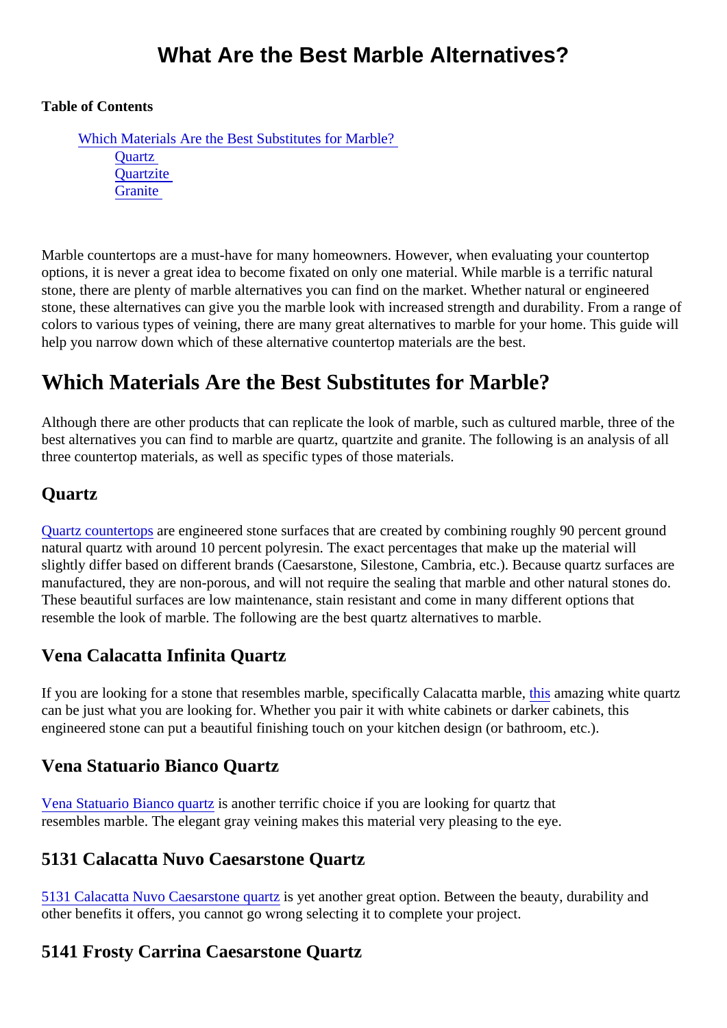# What Are the Best Marble Alternatives?

**Table of Contents**

- Which Materials Are the Best Substitutes for Marble?
  - Quartz
  - Quartzite
  - Granite

Marble countertops are a must-have for many homeowners. However, when evaluating your countertop options, it is never a great idea to become fixated on only one material. While marble is a terrific natural stone, there are plenty of marble alternatives you can find on the market. Whether natural or engineered stone, these alternatives can give you the marble look with increased strength and durability. From a range of colors to various types of veining, there are many great alternatives to marble for your home. This guide will help you narrow down which of these alternative countertop materials are the best.

## Which Materials Are the Best Substitutes for Marble?

Although there are other products that can replicate the look of marble, such as cultured marble, three of the best alternatives you can find to marble are quartz, quartzite and granite. The following is an analysis of all three countertop materials, as well as specific types of those materials.

### Quartz

Quartz countertops are engineered stone surfaces that are created by combining roughly 90 percent ground natural quartz with around 10 percent polyresin. The exact percentages that make up the material will slightly differ based on different brands (Caesarstone, Silestone, Cambria, etc.). Because quartz surfaces are manufactured, they are non-porous, and will not require the sealing that marble and other natural stones do. These beautiful surfaces are low maintenance, stain resistant and come in many different options that resemble the look of marble. The following are the best quartz alternatives to marble.

### Vena Calacatta Infinita Quartz

If you are looking for a stone that resembles marble, specifically Calacatta marble, this amazing white quartz can be just what you are looking for. Whether you pair it with white cabinets or darker cabinets, this engineered stone can put a beautiful finishing touch on your kitchen design (or bathroom, etc.).

### Vena Statuario Bianco Quartz

Vena Statuario Bianco quartz is another terrific choice if you are looking for quartz that resembles marble. The elegant gray veining makes this material very pleasing to the eye.

### 5131 Calacatta Nuvo Caesarstone Quartz

5131 Calacatta Nuvo Caesarstone quartz is yet another great option. Between the beauty, durability and other benefits it offers, you cannot go wrong selecting it to complete your project.

### 5141 Frosty Carrina Caesarstone Quartz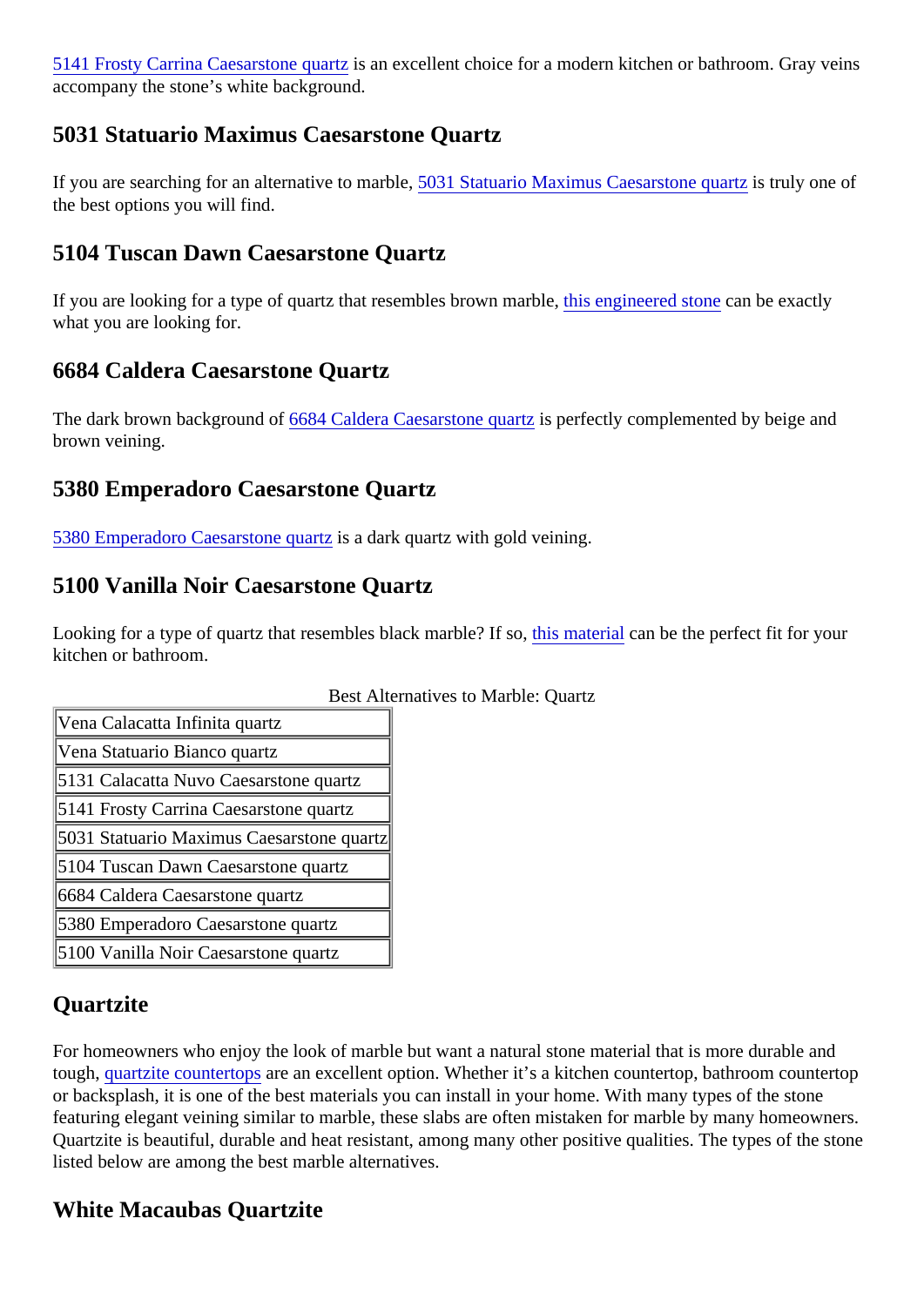5141 Frosty Carrina Caesarstone quartz is an excellent choice for a modern kitchen or bathroom. Gray veins accompany the stone's white background.

### 5031 Statuario Maximus Caesarstone Quartz

If you are searching for an alternative to marble, 5031 Statuario Maximus Caesarstone quartz is truly one of the best options you will find.

### 5104 Tuscan Dawn Caesarstone Quartz

If you are looking for a type of quartz that resembles brown marble, this engineered stone can be exactly what you are looking for.

### 6684 Caldera Caesarstone Quartz

The dark brown background of 6684 Caldera Caesarstone quartz is perfectly complemented by beige and brown veining.

### 5380 Emperadoro Caesarstone Quartz

5380 Emperadoro Caesarstone quartz is a dark quartz with gold veining.

### 5100 Vanilla Noir Caesarstone Quartz

Looking for a type of quartz that resembles black marble? If so, this material can be the perfect fit for your kitchen or bathroom.

Best Alternatives to Marble: Quartz

| Best Alternatives to Marble: Quartz |
|---|
| Vena Calacatta Infinita quartz |
| Vena Statuario Bianco quartz |
| 5131 Calacatta Nuvo Caesarstone quartz |
| 5141 Frosty Carrina Caesarstone quartz |
| 5031 Statuario Maximus Caesarstone quartz |
| 5104 Tuscan Dawn Caesarstone quartz |
| 6684 Caldera Caesarstone quartz |
| 5380 Emperadoro Caesarstone quartz |
| 5100 Vanilla Noir Caesarstone quartz |

## Quartzite

For homeowners who enjoy the look of marble but want a natural stone material that is more durable and tough, quartzite countertops are an excellent option. Whether it's a kitchen countertop, bathroom countertop or backsplash, it is one of the best materials you can install in your home. With many types of the stone featuring elegant veining similar to marble, these slabs are often mistaken for marble by many homeowners. Quartzite is beautiful, durable and heat resistant, among many other positive qualities. The types of the stone listed below are among the best marble alternatives.

### White Macaubas Quartzite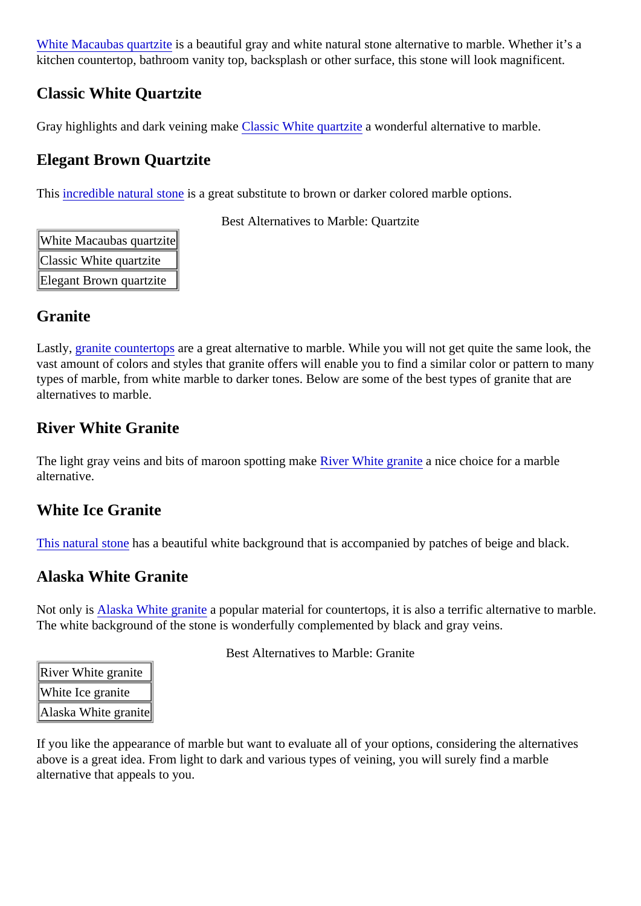White Macaubas quartzite is a beautiful gray and white natural stone alternative to marble. Whether it's a kitchen countertop, bathroom vanity top, backsplash or other surface, this stone will look magnificent.

## Classic White Quartzite

Gray highlights and dark veining make Classic White quartzite a wonderful alternative to marble.

## Elegant Brown Quartzite

This incredible natural stone is a great substitute to brown or darker colored marble options.

Best Alternatives to Marble: Quartzite

| |
|---|
| White Macaubas quartzite |
| Classic White quartzite |
| Elegant Brown quartzite |

## Granite

Lastly, granite countertops are a great alternative to marble. While you will not get quite the same look, the vast amount of colors and styles that granite offers will enable you to find a similar color or pattern to many types of marble, from white marble to darker tones. Below are some of the best types of granite that are alternatives to marble.

## River White Granite

The light gray veins and bits of maroon spotting make River White granite a nice choice for a marble alternative.

## White Ice Granite

This natural stone has a beautiful white background that is accompanied by patches of beige and black.

## Alaska White Granite

Not only is Alaska White granite a popular material for countertops, it is also a terrific alternative to marble. The white background of the stone is wonderfully complemented by black and gray veins.

Best Alternatives to Marble: Granite

| |
|---|
| River White granite |
| White Ice granite |
| Alaska White granite |

If you like the appearance of marble but want to evaluate all of your options, considering the alternatives above is a great idea. From light to dark and various types of veining, you will surely find a marble alternative that appeals to you.